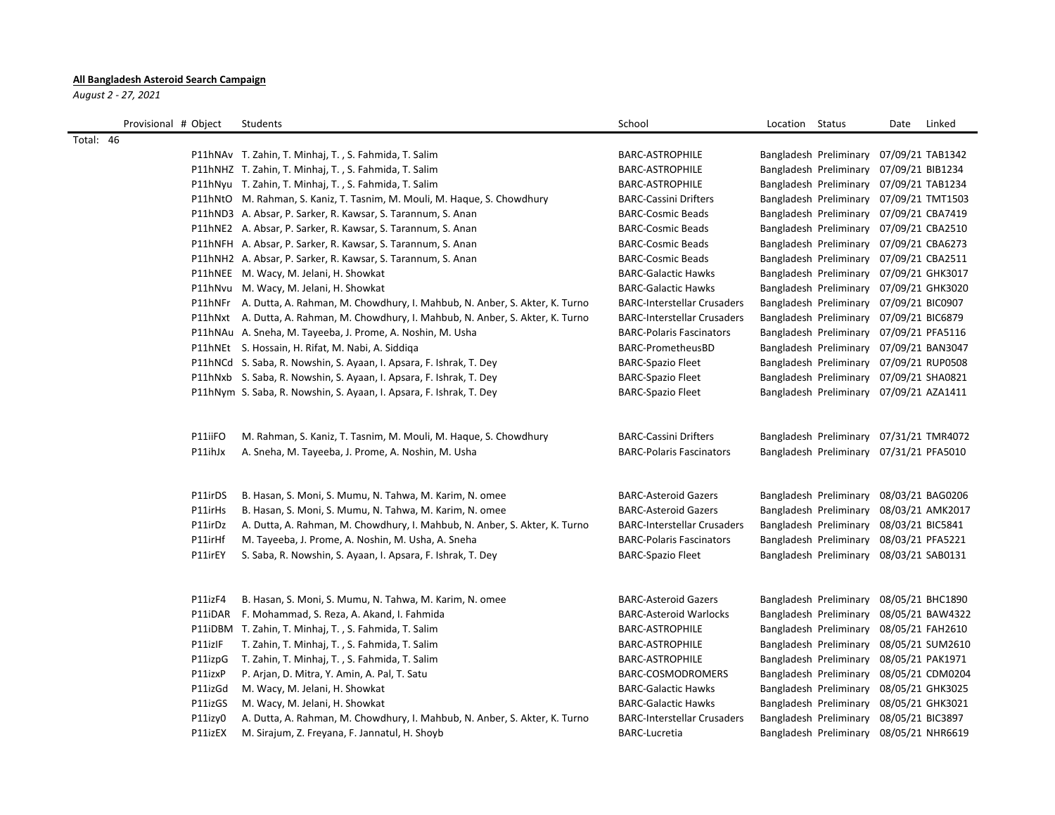**All Bangladesh Asteroid Search Campaign**

*August 2 - 27, 2021*

| Provisional # | Object | Students | School | Location | Status | Date | Linked |
|---|---|---|---|---|---|---|---|
| Total: 46 | | | | | | | |
| | P11hNAv | T. Zahin, T. Minhaj, T. , S. Fahmida, T. Salim | BARC-ASTROPHILE | Bangladesh | Preliminary | 07/09/21 | TAB1342 |
| | P11hNHZ | T. Zahin, T. Minhaj, T. , S. Fahmida, T. Salim | BARC-ASTROPHILE | Bangladesh | Preliminary | 07/09/21 | BIB1234 |
| | P11hNyu | T. Zahin, T. Minhaj, T. , S. Fahmida, T. Salim | BARC-ASTROPHILE | Bangladesh | Preliminary | 07/09/21 | TAB1234 |
| | P11hNtO | M. Rahman, S. Kaniz, T. Tasnim, M. Mouli, M. Haque, S. Chowdhury | BARC-Cassini Drifters | Bangladesh | Preliminary | 07/09/21 | TMT1503 |
| | P11hND3 | A. Absar, P. Sarker, R. Kawsar, S. Tarannum, S. Anan | BARC-Cosmic Beads | Bangladesh | Preliminary | 07/09/21 | CBA7419 |
| | P11hNE2 | A. Absar, P. Sarker, R. Kawsar, S. Tarannum, S. Anan | BARC-Cosmic Beads | Bangladesh | Preliminary | 07/09/21 | CBA2510 |
| | P11hNFH | A. Absar, P. Sarker, R. Kawsar, S. Tarannum, S. Anan | BARC-Cosmic Beads | Bangladesh | Preliminary | 07/09/21 | CBA6273 |
| | P11hNH2 | A. Absar, P. Sarker, R. Kawsar, S. Tarannum, S. Anan | BARC-Cosmic Beads | Bangladesh | Preliminary | 07/09/21 | CBA2511 |
| | P11hNEE | M. Wacy, M. Jelani, H. Showkat | BARC-Galactic Hawks | Bangladesh | Preliminary | 07/09/21 | GHK3017 |
| | P11hNvu | M. Wacy, M. Jelani, H. Showkat | BARC-Galactic Hawks | Bangladesh | Preliminary | 07/09/21 | GHK3020 |
| | P11hNFr | A. Dutta, A. Rahman, M. Chowdhury, I. Mahbub, N. Anber, S. Akter, K. Turno | BARC-Interstellar Crusaders | Bangladesh | Preliminary | 07/09/21 | BIC0907 |
| | P11hNxt | A. Dutta, A. Rahman, M. Chowdhury, I. Mahbub, N. Anber, S. Akter, K. Turno | BARC-Interstellar Crusaders | Bangladesh | Preliminary | 07/09/21 | BIC6879 |
| | P11hNAu | A. Sneha, M. Tayeeba, J. Prome, A. Noshin, M. Usha | BARC-Polaris Fascinators | Bangladesh | Preliminary | 07/09/21 | PFA5116 |
| | P11hNEt | S. Hossain, H. Rifat, M. Nabi, A. Siddiqa | BARC-PrometheusBD | Bangladesh | Preliminary | 07/09/21 | BAN3047 |
| | P11hNCd | S. Saba, R. Nowshin, S. Ayaan, I. Apsara, F. Ishrak, T. Dey | BARC-Spazio Fleet | Bangladesh | Preliminary | 07/09/21 | RUP0508 |
| | P11hNxb | S. Saba, R. Nowshin, S. Ayaan, I. Apsara, F. Ishrak, T. Dey | BARC-Spazio Fleet | Bangladesh | Preliminary | 07/09/21 | SHA0821 |
| | P11hNym | S. Saba, R. Nowshin, S. Ayaan, I. Apsara, F. Ishrak, T. Dey | BARC-Spazio Fleet | Bangladesh | Preliminary | 07/09/21 | AZA1411 |
| | | | | | | | |
| | P11iiFO | M. Rahman, S. Kaniz, T. Tasnim, M. Mouli, M. Haque, S. Chowdhury | BARC-Cassini Drifters | Bangladesh | Preliminary | 07/31/21 | TMR4072 |
| | P11ihJx | A. Sneha, M. Tayeeba, J. Prome, A. Noshin, M. Usha | BARC-Polaris Fascinators | Bangladesh | Preliminary | 07/31/21 | PFA5010 |
| | | | | | | | |
| | P11irDS | B. Hasan, S. Moni, S. Mumu, N. Tahwa, M. Karim, N. omee | BARC-Asteroid Gazers | Bangladesh | Preliminary | 08/03/21 | BAG0206 |
| | P11irHs | B. Hasan, S. Moni, S. Mumu, N. Tahwa, M. Karim, N. omee | BARC-Asteroid Gazers | Bangladesh | Preliminary | 08/03/21 | AMK2017 |
| | P11irDz | A. Dutta, A. Rahman, M. Chowdhury, I. Mahbub, N. Anber, S. Akter, K. Turno | BARC-Interstellar Crusaders | Bangladesh | Preliminary | 08/03/21 | BIC5841 |
| | P11irHf | M. Tayeeba, J. Prome, A. Noshin, M. Usha, A. Sneha | BARC-Polaris Fascinators | Bangladesh | Preliminary | 08/03/21 | PFA5221 |
| | P11irEY | S. Saba, R. Nowshin, S. Ayaan, I. Apsara, F. Ishrak, T. Dey | BARC-Spazio Fleet | Bangladesh | Preliminary | 08/03/21 | SAB0131 |
| | | | | | | | |
| | P11izF4 | B. Hasan, S. Moni, S. Mumu, N. Tahwa, M. Karim, N. omee | BARC-Asteroid Gazers | Bangladesh | Preliminary | 08/05/21 | BHC1890 |
| | P11iDAR | F. Mohammad, S. Reza, A. Akand, I. Fahmida | BARC-Asteroid Warlocks | Bangladesh | Preliminary | 08/05/21 | BAW4322 |
| | P11iDBM | T. Zahin, T. Minhaj, T. , S. Fahmida, T. Salim | BARC-ASTROPHILE | Bangladesh | Preliminary | 08/05/21 | FAH2610 |
| | P11izIF | T. Zahin, T. Minhaj, T. , S. Fahmida, T. Salim | BARC-ASTROPHILE | Bangladesh | Preliminary | 08/05/21 | SUM2610 |
| | P11izpG | T. Zahin, T. Minhaj, T. , S. Fahmida, T. Salim | BARC-ASTROPHILE | Bangladesh | Preliminary | 08/05/21 | PAK1971 |
| | P11izxP | P. Arjan, D. Mitra, Y. Amin, A. Pal, T. Satu | BARC-COSMODROMERS | Bangladesh | Preliminary | 08/05/21 | CDM0204 |
| | P11izGd | M. Wacy, M. Jelani, H. Showkat | BARC-Galactic Hawks | Bangladesh | Preliminary | 08/05/21 | GHK3025 |
| | P11izGS | M. Wacy, M. Jelani, H. Showkat | BARC-Galactic Hawks | Bangladesh | Preliminary | 08/05/21 | GHK3021 |
| | P11izy0 | A. Dutta, A. Rahman, M. Chowdhury, I. Mahbub, N. Anber, S. Akter, K. Turno | BARC-Interstellar Crusaders | Bangladesh | Preliminary | 08/05/21 | BIC3897 |
| | P11izEX | M. Sirajum, Z. Freyana, F. Jannatul, H. Shoyb | BARC-Lucretia | Bangladesh | Preliminary | 08/05/21 | NHR6619 |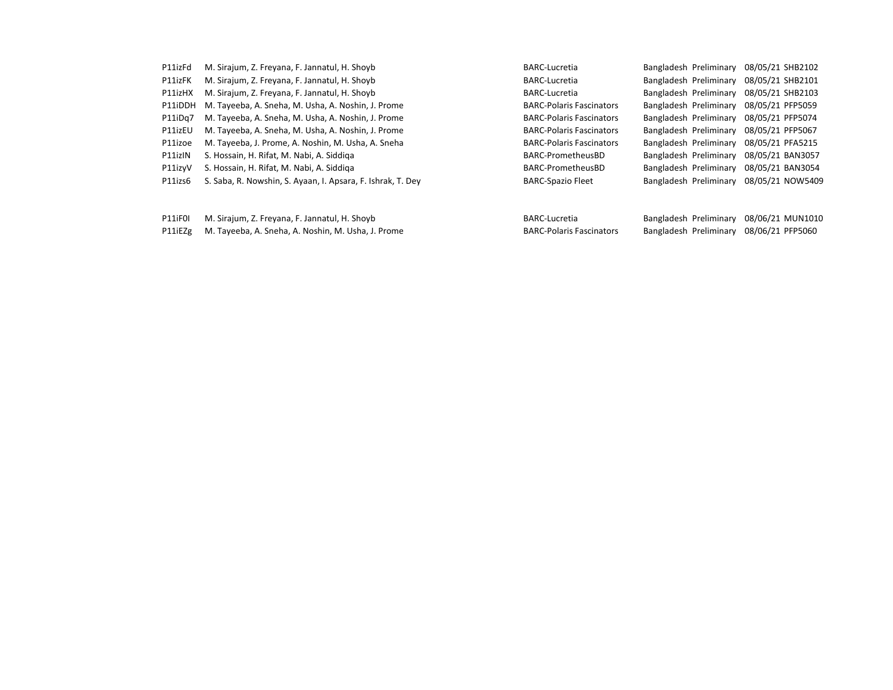| | | | | | |
|---|---|---|---|---|---|
| P11izFd | M. Sirajum, Z. Freyana, F. Jannatul, H. Shoyb | BARC-Lucretia | Bangladesh Preliminary | 08/05/21 | SHB2102 |
| P11izFK | M. Sirajum, Z. Freyana, F. Jannatul, H. Shoyb | BARC-Lucretia | Bangladesh Preliminary | 08/05/21 | SHB2101 |
| P11izHX | M. Sirajum, Z. Freyana, F. Jannatul, H. Shoyb | BARC-Lucretia | Bangladesh Preliminary | 08/05/21 | SHB2103 |
| P11iDDH | M. Tayeeba, A. Sneha, M. Usha, A. Noshin, J. Prome | BARC-Polaris Fascinators | Bangladesh Preliminary | 08/05/21 | PFP5059 |
| P11iDq7 | M. Tayeeba, A. Sneha, M. Usha, A. Noshin, J. Prome | BARC-Polaris Fascinators | Bangladesh Preliminary | 08/05/21 | PFP5074 |
| P11izEU | M. Tayeeba, A. Sneha, M. Usha, A. Noshin, J. Prome | BARC-Polaris Fascinators | Bangladesh Preliminary | 08/05/21 | PFP5067 |
| P11izoe | M. Tayeeba, J. Prome, A. Noshin, M. Usha, A. Sneha | BARC-Polaris Fascinators | Bangladesh Preliminary | 08/05/21 | PFA5215 |
| P11izIN | S. Hossain, H. Rifat, M. Nabi, A. Siddiqa | BARC-PrometheusBD | Bangladesh Preliminary | 08/05/21 | BAN3057 |
| P11izyV | S. Hossain, H. Rifat, M. Nabi, A. Siddiqa | BARC-PrometheusBD | Bangladesh Preliminary | 08/05/21 | BAN3054 |
| P11izs6 | S. Saba, R. Nowshin, S. Ayaan, I. Apsara, F. Ishrak, T. Dey | BARC-Spazio Fleet | Bangladesh Preliminary | 08/05/21 | NOW5409 |
| | | | | | |
| P11iF0I | M. Sirajum, Z. Freyana, F. Jannatul, H. Shoyb | BARC-Lucretia | Bangladesh Preliminary | 08/06/21 | MUN1010 |
| P11iEZg | M. Tayeeba, A. Sneha, A. Noshin, M. Usha, J. Prome | BARC-Polaris Fascinators | Bangladesh Preliminary | 08/06/21 | PFP5060 |